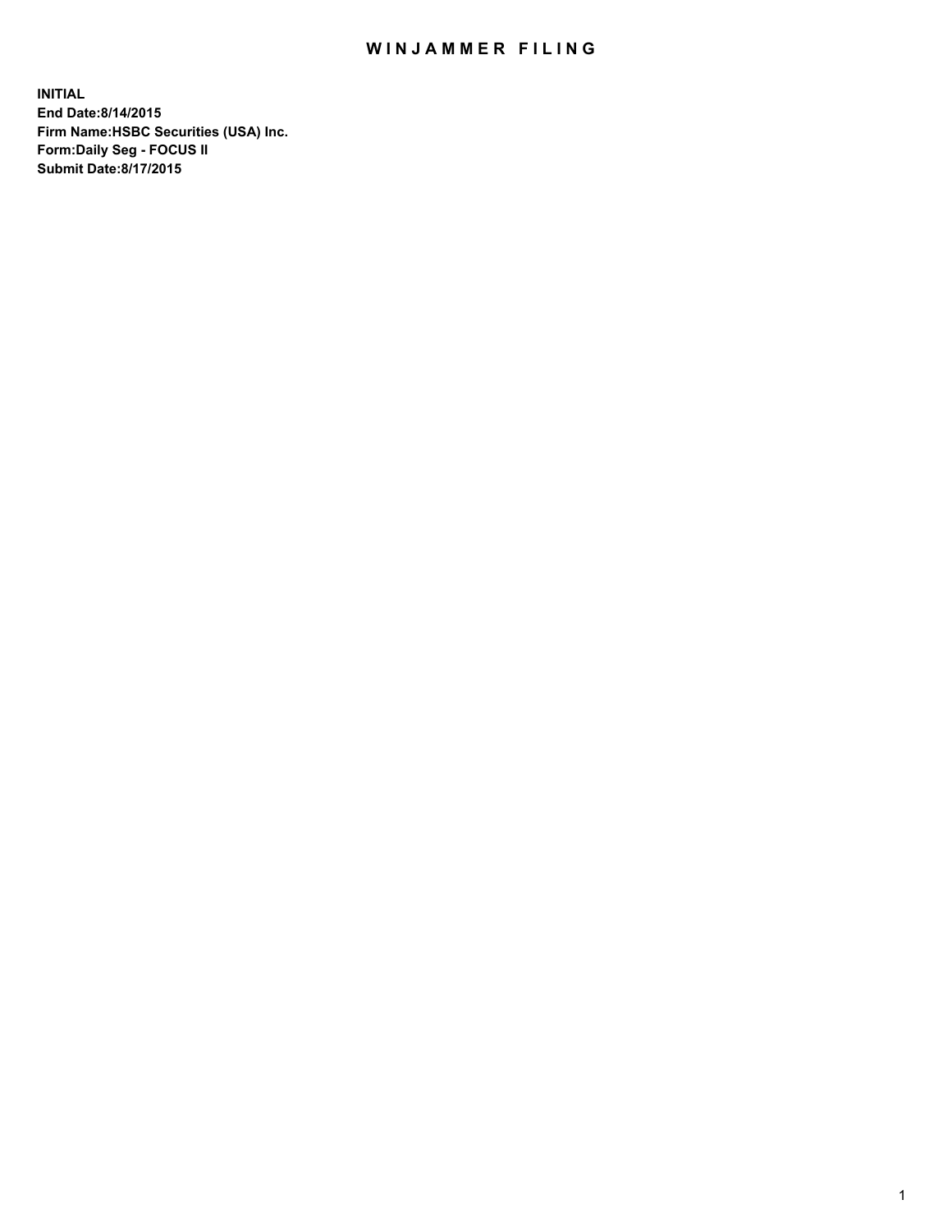# WINJAMMER FILING

**INITIAL**
**End Date:8/14/2015**
**Firm Name:HSBC Securities (USA) Inc.**
**Form:Daily Seg - FOCUS II**
**Submit Date:8/17/2015**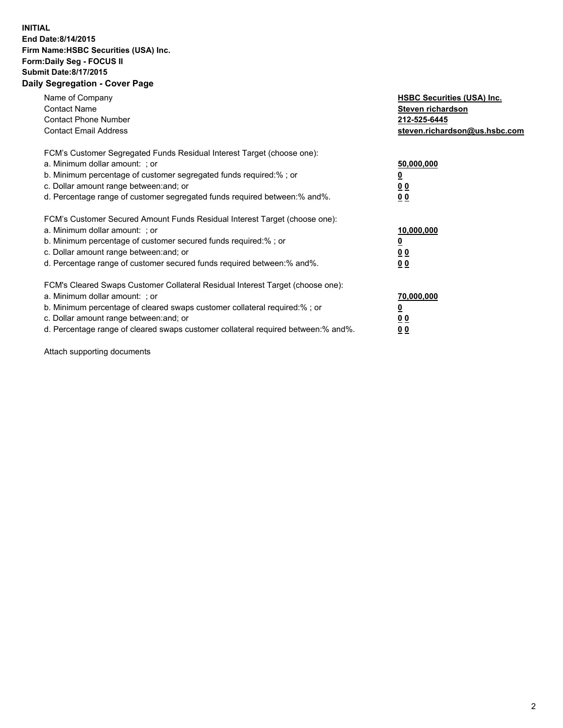**INITIAL**
**End Date:8/14/2015**
**Firm Name:HSBC Securities (USA) Inc.**
**Form:Daily Seg - FOCUS II**
**Submit Date:8/17/2015**

## Daily Segregation - Cover Page

| | |
|---|---|
| Name of Company | **HSBC Securities (USA) Inc.** |
| Contact Name | **Steven richardson** |
| Contact Phone Number | **212-525-6445** |
| Contact Email Address | **steven.richardson@us.hsbc.com** |

FCM's Customer Segregated Funds Residual Interest Target (choose one):

| | |
|---|---|
| a. Minimum dollar amount: ; or | **50,000,000** |
| b. Minimum percentage of customer segregated funds required:% ; or | **0** |
| c. Dollar amount range between:and; or | **0 0** |
| d. Percentage range of customer segregated funds required between:% and%. | **0 0** |

FCM's Customer Secured Amount Funds Residual Interest Target (choose one):

| | |
|---|---|
| a. Minimum dollar amount: ; or | **10,000,000** |
| b. Minimum percentage of customer secured funds required:% ; or | **0** |
| c. Dollar amount range between:and; or | **0 0** |
| d. Percentage range of customer secured funds required between:% and%. | **0 0** |

FCM's Cleared Swaps Customer Collateral Residual Interest Target (choose one):

| | |
|---|---|
| a. Minimum dollar amount: ; or | **70,000,000** |
| b. Minimum percentage of cleared swaps customer collateral required:% ; or | **0** |
| c. Dollar amount range between:and; or | **0 0** |
| d. Percentage range of cleared swaps customer collateral required between:% and%. | **0 0** |

Attach supporting documents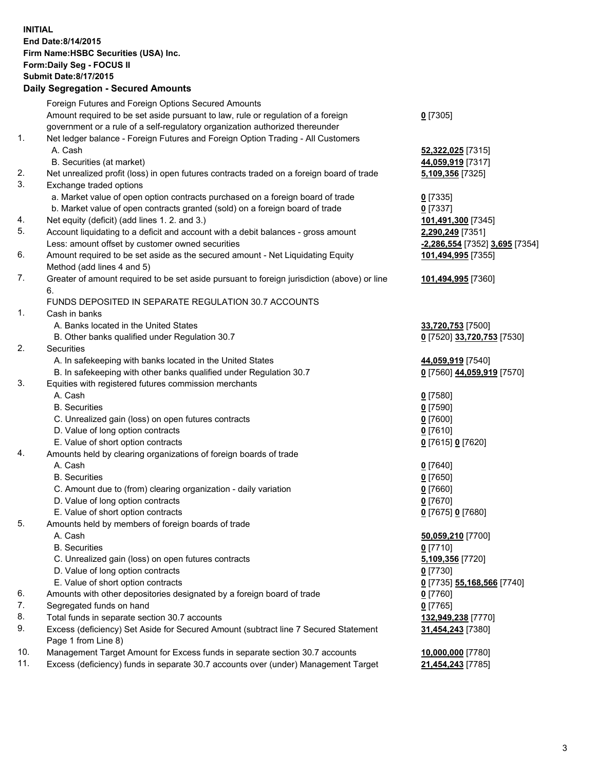**INITIAL**
**End Date:8/14/2015**
**Firm Name:HSBC Securities (USA) Inc.**
**Form:Daily Seg - FOCUS II**
**Submit Date:8/17/2015**

**Daily Segregation - Secured Amounts**

| | | |
|---|---|---|
| | Foreign Futures and Foreign Options Secured Amounts | |
| | Amount required to be set aside pursuant to law, rule or regulation of a foreign government or a rule of a self-regulatory organization authorized thereunder | **0** [7305] |
| 1. | Net ledger balance - Foreign Futures and Foreign Option Trading - All Customers | |
| | A. Cash | **52,322,025** [7315] |
| | B. Securities (at market) | **44,059,919** [7317] |
| 2. | Net unrealized profit (loss) in open futures contracts traded on a foreign board of trade | **5,109,356** [7325] |
| 3. | Exchange traded options | |
| | a. Market value of open option contracts purchased on a foreign board of trade | **0** [7335] |
| | b. Market value of open contracts granted (sold) on a foreign board of trade | **0** [7337] |
| 4. | Net equity (deficit) (add lines 1. 2. and 3.) | **101,491,300** [7345] |
| 5. | Account liquidating to a deficit and account with a debit balances - gross amount | **2,290,249** [7351] |
| | Less: amount offset by customer owned securities | **-2,286,554** [7352] **3,695** [7354] |
| 6. | Amount required to be set aside as the secured amount - Net Liquidating Equity Method (add lines 4 and 5) | **101,494,995** [7355] |
| 7. | Greater of amount required to be set aside pursuant to foreign jurisdiction (above) or line 6. | **101,494,995** [7360] |
| | FUNDS DEPOSITED IN SEPARATE REGULATION 30.7 ACCOUNTS | |
| 1. | Cash in banks | |
| | A. Banks located in the United States | **33,720,753** [7500] |
| | B. Other banks qualified under Regulation 30.7 | **0** [7520] **33,720,753** [7530] |
| 2. | Securities | |
| | A. In safekeeping with banks located in the United States | **44,059,919** [7540] |
| | B. In safekeeping with other banks qualified under Regulation 30.7 | **0** [7560] **44,059,919** [7570] |
| 3. | Equities with registered futures commission merchants | |
| | A. Cash | **0** [7580] |
| | B. Securities | **0** [7590] |
| | C. Unrealized gain (loss) on open futures contracts | **0** [7600] |
| | D. Value of long option contracts | **0** [7610] |
| | E. Value of short option contracts | **0** [7615] **0** [7620] |
| 4. | Amounts held by clearing organizations of foreign boards of trade | |
| | A. Cash | **0** [7640] |
| | B. Securities | **0** [7650] |
| | C. Amount due to (from) clearing organization - daily variation | **0** [7660] |
| | D. Value of long option contracts | **0** [7670] |
| | E. Value of short option contracts | **0** [7675] **0** [7680] |
| 5. | Amounts held by members of foreign boards of trade | |
| | A. Cash | **50,059,210** [7700] |
| | B. Securities | **0** [7710] |
| | C. Unrealized gain (loss) on open futures contracts | **5,109,356** [7720] |
| | D. Value of long option contracts | **0** [7730] |
| | E. Value of short option contracts | **0** [7735] **55,168,566** [7740] |
| 6. | Amounts with other depositories designated by a foreign board of trade | **0** [7760] |
| 7. | Segregated funds on hand | **0** [7765] |
| 8. | Total funds in separate section 30.7 accounts | **132,949,238** [7770] |
| 9. | Excess (deficiency) Set Aside for Secured Amount (subtract line 7 Secured Statement Page 1 from Line 8) | **31,454,243** [7380] |
| 10. | Management Target Amount for Excess funds in separate section 30.7 accounts | **10,000,000** [7780] |
| 11. | Excess (deficiency) funds in separate 30.7 accounts over (under) Management Target | **21,454,243** [7785] |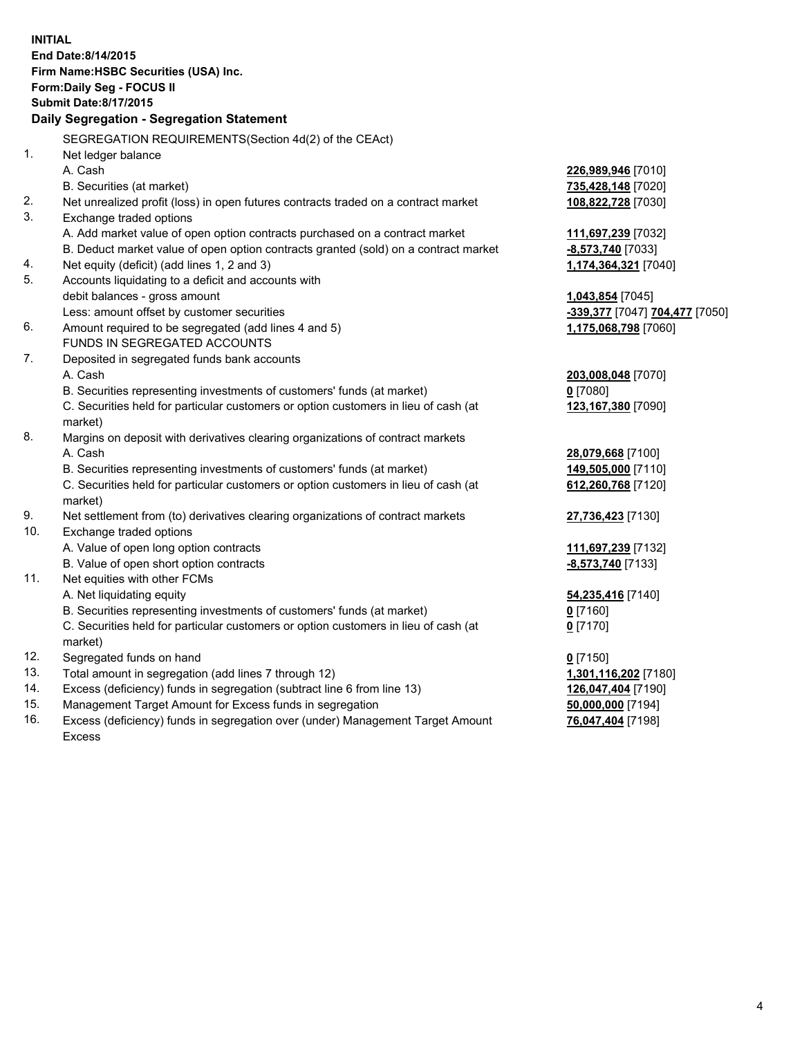**INITIAL**
**End Date:8/14/2015**
**Firm Name:HSBC Securities (USA) Inc.**
**Form:Daily Seg - FOCUS II**
**Submit Date:8/17/2015**

## Daily Segregation - Segregation Statement

| | | |
|---|---|---|
| | SEGREGATION REQUIREMENTS(Section 4d(2) of the CEAct) | |
| 1. | Net ledger balance | |
| | A. Cash | **226,989,946** [7010] |
| | B. Securities (at market) | **735,428,148** [7020] |
| 2. | Net unrealized profit (loss) in open futures contracts traded on a contract market | **108,822,728** [7030] |
| 3. | Exchange traded options | |
| | A. Add market value of open option contracts purchased on a contract market | **111,697,239** [7032] |
| | B. Deduct market value of open option contracts granted (sold) on a contract market | **-8,573,740** [7033] |
| 4. | Net equity (deficit) (add lines 1, 2 and 3) | **1,174,364,321** [7040] |
| 5. | Accounts liquidating to a deficit and accounts with | |
| | debit balances - gross amount | **1,043,854** [7045] |
| | Less: amount offset by customer securities | **-339,377** [7047] **704,477** [7050] |
| 6. | Amount required to be segregated (add lines 4 and 5) | **1,175,068,798** [7060] |
| | FUNDS IN SEGREGATED ACCOUNTS | |
| 7. | Deposited in segregated funds bank accounts | |
| | A. Cash | **203,008,048** [7070] |
| | B. Securities representing investments of customers' funds (at market) | **0** [7080] |
| | C. Securities held for particular customers or option customers in lieu of cash (at market) | **123,167,380** [7090] |
| 8. | Margins on deposit with derivatives clearing organizations of contract markets | |
| | A. Cash | **28,079,668** [7100] |
| | B. Securities representing investments of customers' funds (at market) | **149,505,000** [7110] |
| | C. Securities held for particular customers or option customers in lieu of cash (at market) | **612,260,768** [7120] |
| 9. | Net settlement from (to) derivatives clearing organizations of contract markets | **27,736,423** [7130] |
| 10. | Exchange traded options | |
| | A. Value of open long option contracts | **111,697,239** [7132] |
| | B. Value of open short option contracts | **-8,573,740** [7133] |
| 11. | Net equities with other FCMs | |
| | A. Net liquidating equity | **54,235,416** [7140] |
| | B. Securities representing investments of customers' funds (at market) | **0** [7160] |
| | C. Securities held for particular customers or option customers in lieu of cash (at market) | **0** [7170] |
| 12. | Segregated funds on hand | **0** [7150] |
| 13. | Total amount in segregation (add lines 7 through 12) | **1,301,116,202** [7180] |
| 14. | Excess (deficiency) funds in segregation (subtract line 6 from line 13) | **126,047,404** [7190] |
| 15. | Management Target Amount for Excess funds in segregation | **50,000,000** [7194] |
| 16. | Excess (deficiency) funds in segregation over (under) Management Target Amount Excess | **76,047,404** [7198] |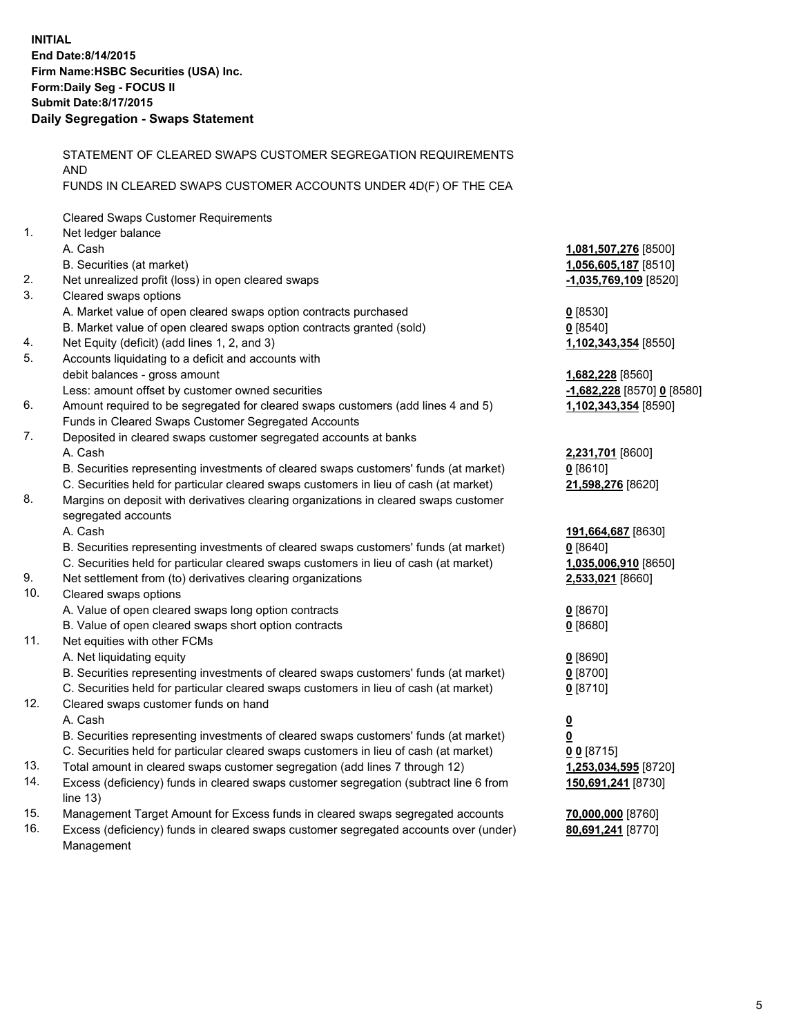**INITIAL**
**End Date:8/14/2015**
**Firm Name:HSBC Securities (USA) Inc.**
**Form:Daily Seg - FOCUS II**
**Submit Date:8/17/2015**
**Daily Segregation - Swaps Statement**

STATEMENT OF CLEARED SWAPS CUSTOMER SEGREGATION REQUIREMENTS AND FUNDS IN CLEARED SWAPS CUSTOMER ACCOUNTS UNDER 4D(F) OF THE CEA

| | | |
|---|---|---|
| | Cleared Swaps Customer Requirements | |
| 1. | Net ledger balance | |
| | A. Cash | **1,081,507,276** [8500] |
| | B. Securities (at market) | **1,056,605,187** [8510] |
| 2. | Net unrealized profit (loss) in open cleared swaps | **-1,035,769,109** [8520] |
| 3. | Cleared swaps options | |
| | A. Market value of open cleared swaps option contracts purchased | **0** [8530] |
| | B. Market value of open cleared swaps option contracts granted (sold) | **0** [8540] |
| 4. | Net Equity (deficit) (add lines 1, 2, and 3) | **1,102,343,354** [8550] |
| 5. | Accounts liquidating to a deficit and accounts with debit balances - gross amount | **1,682,228** [8560] |
| | Less: amount offset by customer owned securities | **-1,682,228** [8570] **0** [8580] |
| 6. | Amount required to be segregated for cleared swaps customers (add lines 4 and 5) | **1,102,343,354** [8590] |
| | Funds in Cleared Swaps Customer Segregated Accounts | |
| 7. | Deposited in cleared swaps customer segregated accounts at banks | |
| | A. Cash | **2,231,701** [8600] |
| | B. Securities representing investments of cleared swaps customers' funds (at market) | **0** [8610] |
| | C. Securities held for particular cleared swaps customers in lieu of cash (at market) | **21,598,276** [8620] |
| 8. | Margins on deposit with derivatives clearing organizations in cleared swaps customer segregated accounts | |
| | A. Cash | **191,664,687** [8630] |
| | B. Securities representing investments of cleared swaps customers' funds (at market) | **0** [8640] |
| | C. Securities held for particular cleared swaps customers in lieu of cash (at market) | **1,035,006,910** [8650] |
| 9. | Net settlement from (to) derivatives clearing organizations | **2,533,021** [8660] |
| 10. | Cleared swaps options | |
| | A. Value of open cleared swaps long option contracts | **0** [8670] |
| | B. Value of open cleared swaps short option contracts | **0** [8680] |
| 11. | Net equities with other FCMs | |
| | A. Net liquidating equity | **0** [8690] |
| | B. Securities representing investments of cleared swaps customers' funds (at market) | **0** [8700] |
| | C. Securities held for particular cleared swaps customers in lieu of cash (at market) | **0** [8710] |
| 12. | Cleared swaps customer funds on hand | |
| | A. Cash | **0** |
| | B. Securities representing investments of cleared swaps customers' funds (at market) | **0** |
| | C. Securities held for particular cleared swaps customers in lieu of cash (at market) | **0** **0** [8715] |
| 13. | Total amount in cleared swaps customer segregation (add lines 7 through 12) | **1,253,034,595** [8720] |
| 14. | Excess (deficiency) funds in cleared swaps customer segregation (subtract line 6 from line 13) | **150,691,241** [8730] |
| 15. | Management Target Amount for Excess funds in cleared swaps segregated accounts | **70,000,000** [8760] |
| 16. | Excess (deficiency) funds in cleared swaps customer segregated accounts over (under) Management | **80,691,241** [8770] |